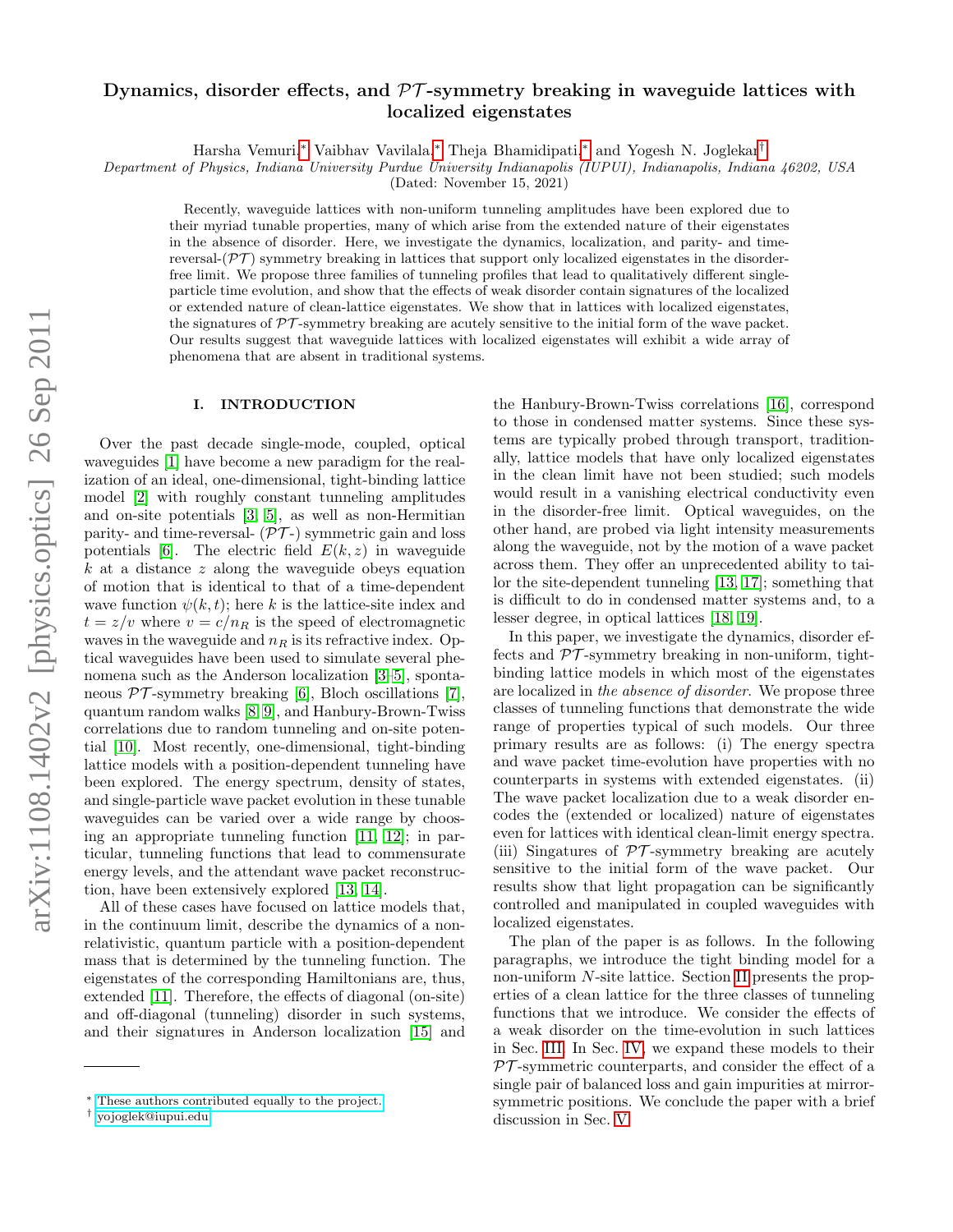# Dynamics, disorder effects, and $\mathcal{PT}$-symmetry breaking in waveguide lattices with localized eigenstates

Harsha Vemuri,* Vaibhav Vavilala,* Theja Bhamidipati,* and Yogesh N. Joglekar†

*Department of Physics, Indiana University Purdue University Indianapolis (IUPUI), Indianapolis, Indiana 46202, USA*

(Dated: November 15, 2021)

Recently, waveguide lattices with non-uniform tunneling amplitudes have been explored due to their myriad tunable properties, many of which arise from the extended nature of their eigenstates in the absence of disorder. Here, we investigate the dynamics, localization, and parity- and time-reversal-($\mathcal{PT}$) symmetry breaking in lattices that support only localized eigenstates in the disorder-free limit. We propose three families of tunneling profiles that lead to qualitatively different single-particle time evolution, and show that the effects of weak disorder contain signatures of the localized or extended nature of clean-lattice eigenstates. We show that in lattices with localized eigenstates, the signatures of $\mathcal{PT}$-symmetry breaking are acutely sensitive to the initial form of the wave packet. Our results suggest that waveguide lattices with localized eigenstates will exhibit a wide array of phenomena that are absent in traditional systems.

## I. INTRODUCTION

Over the past decade single-mode, coupled, optical waveguides [1] have become a new paradigm for the realization of an ideal, one-dimensional, tight-binding lattice model [2] with roughly constant tunneling amplitudes and on-site potentials [3, 5], as well as non-Hermitian parity- and time-reversal- ($\mathcal{PT}$-) symmetric gain and loss potentials [6]. The electric field $E(k,z)$ in waveguide $k$ at a distance $z$ along the waveguide obeys equation of motion that is identical to that of a time-dependent wave function $\psi(k,t)$; here $k$ is the lattice-site index and $t = z/v$ where $v = c/n_R$ is the speed of electromagnetic waves in the waveguide and $n_R$ is its refractive index. Optical waveguides have been used to simulate several phenomena such as the Anderson localization [3–5], spontaneous $\mathcal{PT}$-symmetry breaking [6], Bloch oscillations [7], quantum random walks [8, 9], and Hanbury-Brown-Twiss correlations due to random tunneling and on-site potential [10]. Most recently, one-dimensional, tight-binding lattice models with a position-dependent tunneling have been explored. The energy spectrum, density of states, and single-particle wave packet evolution in these tunable waveguides can be varied over a wide range by choosing an appropriate tunneling function [11, 12]; in particular, tunneling functions that lead to commensurate energy levels, and the attendant wave packet reconstruction, have been extensively explored [13, 14].

All of these cases have focused on lattice models that, in the continuum limit, describe the dynamics of a non-relativistic, quantum particle with a position-dependent mass that is determined by the tunneling function. The eigenstates of the corresponding Hamiltonians are, thus, extended [11]. Therefore, the effects of diagonal (on-site) and off-diagonal (tunneling) disorder in such systems, and their signatures in Anderson localization [15] and the Hanbury-Brown-Twiss correlations [16], correspond to those in condensed matter systems. Since these systems are typically probed through transport, traditionally, lattice models that have only localized eigenstates in the clean limit have not been studied; such models would result in a vanishing electrical conductivity even in the disorder-free limit. Optical waveguides, on the other hand, are probed via light intensity measurements along the waveguide, not by the motion of a wave packet across them. They offer an unprecedented ability to tailor the site-dependent tunneling [13, 17]; something that is difficult to do in condensed matter systems and, to a lesser degree, in optical lattices [18, 19].

In this paper, we investigate the dynamics, disorder effects and $\mathcal{PT}$-symmetry breaking in non-uniform, tight-binding lattice models in which most of the eigenstates are localized in *the absence of disorder*. We propose three classes of tunneling functions that demonstrate the wide range of properties typical of such models. Our three primary results are as follows: (i) The energy spectra and wave packet time-evolution have properties with no counterparts in systems with extended eigenstates. (ii) The wave packet localization due to a weak disorder encodes the (extended or localized) nature of eigenstates even for lattices with identical clean-limit energy spectra. (iii) Singatures of $\mathcal{PT}$-symmetry breaking are acutely sensitive to the initial form of the wave packet. Our results show that light propagation can be significantly controlled and manipulated in coupled waveguides with localized eigenstates.

The plan of the paper is as follows. In the following paragraphs, we introduce the tight binding model for a non-uniform $N$-site lattice. Section II presents the properties of a clean lattice for the three classes of tunneling functions that we introduce. We consider the effects of a weak disorder on the time-evolution in such lattices in Sec. III. In Sec. IV, we expand these models to their $\mathcal{PT}$-symmetric counterparts, and consider the effect of a single pair of balanced loss and gain impurities at mirror-symmetric positions. We conclude the paper with a brief discussion in Sec. V.

---

* These authors contributed equally to the project.
† yojoglek@iupui.edu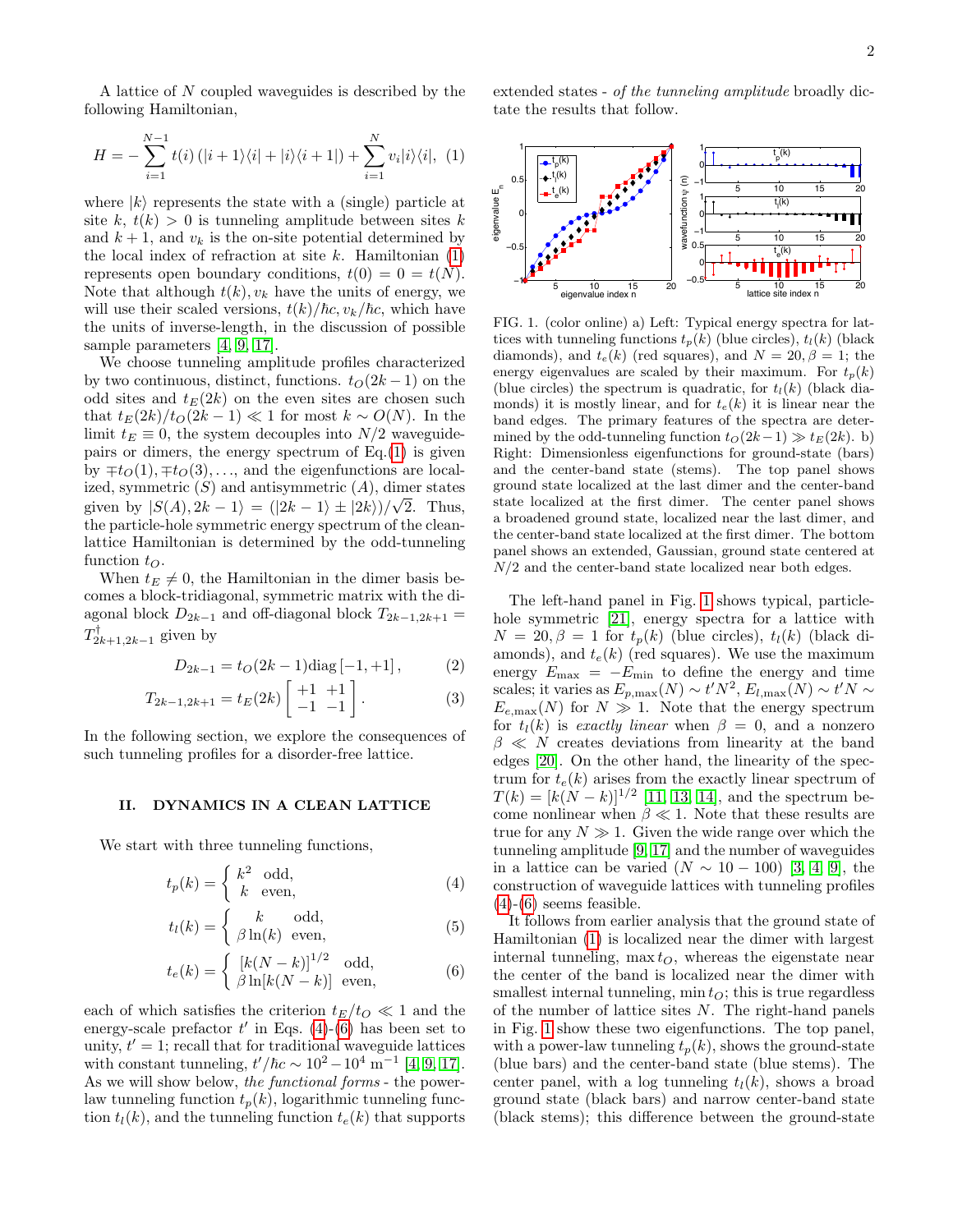A lattice of $N$ coupled waveguides is described by the following Hamiltonian,

$$H = -\sum_{i=1}^{N-1} t(i)\left(|i+1\rangle\langle i| + |i\rangle\langle i+1|\right) + \sum_{i=1}^{N} v_i |i\rangle\langle i|, \quad (1)$$

where $|k\rangle$ represents the state with a (single) particle at site $k$, $t(k) > 0$ is tunneling amplitude between sites $k$ and $k+1$, and $v_k$ is the on-site potential determined by the local index of refraction at site $k$. Hamiltonian (1) represents open boundary conditions, $t(0) = 0 = t(N)$. Note that although $t(k), v_k$ have the units of energy, we will use their scaled versions, $t(k)/\hbar c, v_k/\hbar c$, which have the units of inverse-length, in the discussion of possible sample parameters [4, 9, 17].

We choose tunneling amplitude profiles characterized by two continuous, distinct, functions. $t_O(2k-1)$ on the odd sites and $t_E(2k)$ on the even sites are chosen such that $t_E(2k)/t_O(2k-1) \ll 1$ for most $k \sim O(N)$. In the limit $t_E \equiv 0$, the system decouples into $N/2$ waveguide-pairs or dimers, the energy spectrum of Eq.(1) is given by $\mp t_O(1), \mp t_O(3), \ldots$, and the eigenfunctions are localized, symmetric ($S$) and antisymmetric ($A$), dimer states given by $|S(A), 2k-1\rangle = (|2k-1\rangle \pm |2k\rangle)/\sqrt{2}$. Thus, the particle-hole symmetric energy spectrum of the clean-lattice Hamiltonian is determined by the odd-tunneling function $t_O$.

When $t_E \neq 0$, the Hamiltonian in the dimer basis becomes a block-tridiagonal, symmetric matrix with the diagonal block $D_{2k-1}$ and off-diagonal block $T_{2k-1,2k+1} = T^{\dagger}_{2k+1,2k-1}$ given by

$$D_{2k-1} = t_O(2k-1)\,\mathrm{diag}\left[-1, +1\right], \quad (2)$$

$$T_{2k-1,2k+1} = t_E(2k)\begin{bmatrix} +1 & +1 \\ -1 & -1 \end{bmatrix}. \quad (3)$$

In the following section, we explore the consequences of such tunneling profiles for a disorder-free lattice.

## II. DYNAMICS IN A CLEAN LATTICE

We start with three tunneling functions,

$$t_p(k) = \begin{cases} k^2 & \text{odd}, \\ k & \text{even}, \end{cases} \quad (4)$$

$$t_l(k) = \begin{cases} k & \text{odd}, \\ \beta \ln(k) & \text{even}, \end{cases} \quad (5)$$

$$t_e(k) = \begin{cases} [k(N-k)]^{1/2} & \text{odd}, \\ \beta \ln[k(N-k)] & \text{even}, \end{cases} \quad (6)$$

each of which satisfies the criterion $t_E/t_O \ll 1$ and the energy-scale prefactor $t'$ in Eqs. (4)-(6) has been set to unity, $t' = 1$; recall that for traditional waveguide lattices with constant tunneling, $t'/\hbar c \sim 10^2 - 10^4$ m$^{-1}$ [4, 9, 17]. As we will show below, *the functional forms* - the power-law tunneling function $t_p(k)$, logarithmic tunneling function $t_l(k)$, and the tunneling function $t_e(k)$ that supports extended states - *of the tunneling amplitude* broadly dictate the results that follow.

FIG. 1. (color online) a) Left: Typical energy spectra for lattices with tunneling functions $t_p(k)$ (blue circles), $t_l(k)$ (black diamonds), and $t_e(k)$ (red squares), and $N = 20, \beta = 1$; the energy eigenvalues are scaled by their maximum. For $t_p(k)$ (blue circles) the spectrum is quadratic, for $t_l(k)$ (black diamonds) it is mostly linear, and for $t_e(k)$ it is linear near the band edges. The primary features of the spectra are determined by the odd-tunneling function $t_O(2k-1) \gg t_E(2k)$. b) Right: Dimensionless eigenfunctions for ground-state (bars) and the center-band state (stems). The top panel shows ground state localized at the last dimer and the center-band state localized at the first dimer. The center panel shows a broadened ground state, localized near the last dimer, and the center-band state localized at the first dimer. The bottom panel shows an extended, Gaussian, ground state centered at $N/2$ and the center-band state localized near both edges.

The left-hand panel in Fig. 1 shows typical, particle-hole symmetric [21], energy spectra for a lattice with $N = 20, \beta = 1$ for $t_p(k)$ (blue circles), $t_l(k)$ (black diamonds), and $t_e(k)$ (red squares). We use the maximum energy $E_{\max} = -E_{\min}$ to define the energy and time scales; it varies as $E_{p,\max}(N) \sim t'N^2$, $E_{l,\max}(N) \sim t'N \sim E_{e,\max}(N)$ for $N \gg 1$. Note that the energy spectrum for $t_l(k)$ is *exactly linear* when $\beta = 0$, and a nonzero $\beta \ll N$ creates deviations from linearity at the band edges [20]. On the other hand, the linearity of the spectrum for $t_e(k)$ arises from the exactly linear spectrum of $T(k) = [k(N-k)]^{1/2}$ [11, 13, 14], and the spectrum become nonlinear when $\beta \ll 1$. Note that these results are true for any $N \gg 1$. Given the wide range over which the tunneling amplitude [9, 17] and the number of waveguides in a lattice can be varied ($N \sim 10-100$) [3, 4, 9], the construction of waveguide lattices with tunneling profiles (4)-(6) seems feasible.

It follows from earlier analysis that the ground state of Hamiltonian (1) is localized near the dimer with largest internal tunneling, $\max t_O$, whereas the eigenstate near the center of the band is localized near the dimer with smallest internal tunneling, $\min t_O$; this is true regardless of the number of lattice sites $N$. The right-hand panels in Fig. 1 show these two eigenfunctions. The top panel, with a power-law tunneling $t_p(k)$, shows the ground-state (blue bars) and the center-band state (blue stems). The center panel, with a log tunneling $t_l(k)$, shows a broad ground state (black bars) and narrow center-band state (black stems); this difference between the ground-state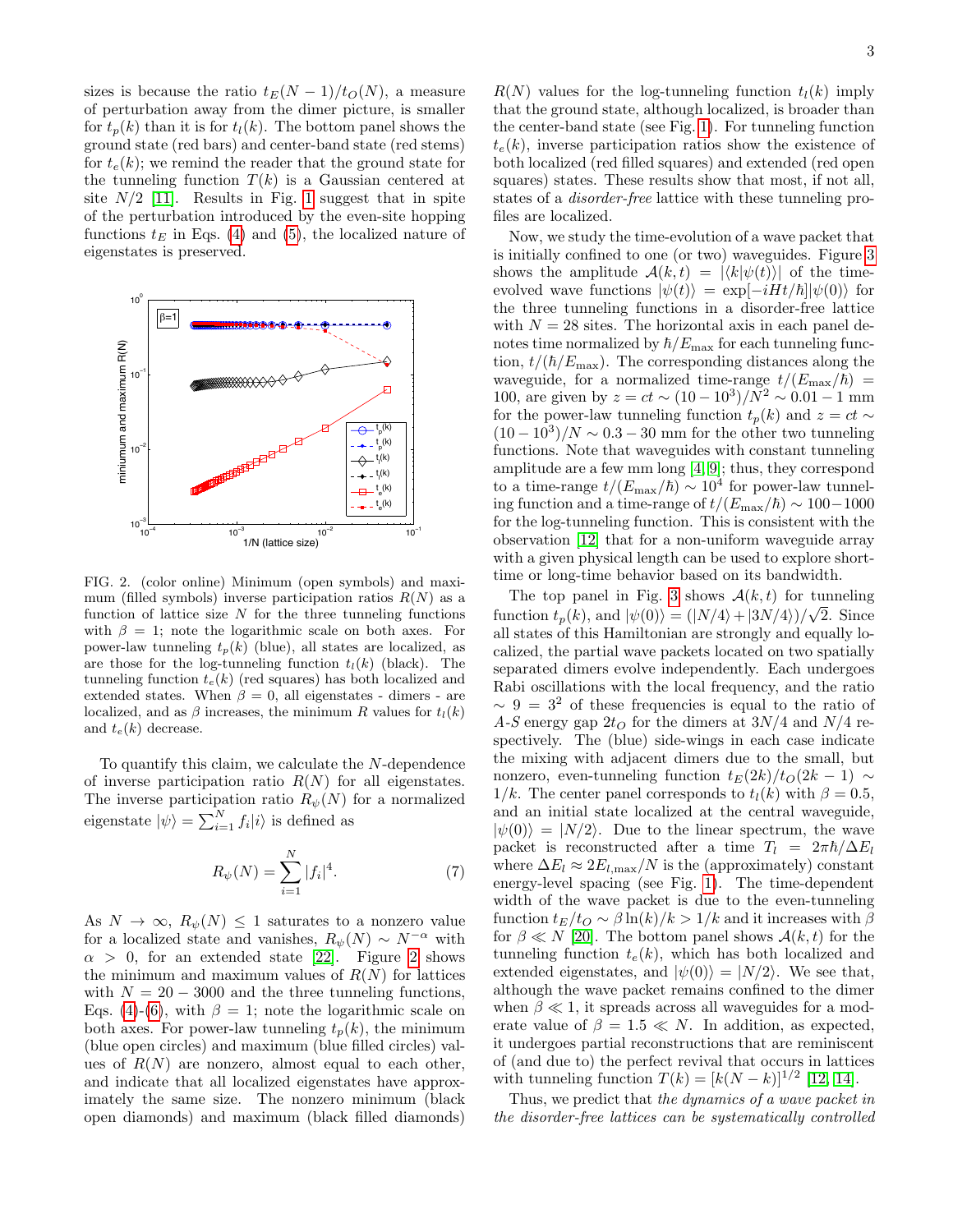sizes is because the ratio $t_E(N-1)/t_O(N)$, a measure of perturbation away from the dimer picture, is smaller for $t_p(k)$ than it is for $t_l(k)$. The bottom panel shows the ground state (red bars) and center-band state (red stems) for $t_e(k)$; we remind the reader that the ground state for the tunneling function $T(k)$ is a Gaussian centered at site $N/2$ [11]. Results in Fig. 1 suggest that in spite of the perturbation introduced by the even-site hopping functions $t_E$ in Eqs. (4) and (5), the localized nature of eigenstates is preserved.

FIG. 2. (color online) Minimum (open symbols) and maximum (filled symbols) inverse participation ratios $R(N)$ as a function of lattice size $N$ for the three tunneling functions with $\beta = 1$; note the logarithmic scale on both axes. For power-law tunneling $t_p(k)$ (blue), all states are localized, as are those for the log-tunneling function $t_l(k)$ (black). The tunneling function $t_e(k)$ (red squares) has both localized and extended states. When $\beta = 0$, all eigenstates - dimers - are localized, and as $\beta$ increases, the minimum $R$ values for $t_l(k)$ and $t_e(k)$ decrease.

To quantify this claim, we calculate the $N$-dependence of inverse participation ratio $R(N)$ for all eigenstates. The inverse participation ratio $R_\psi(N)$ for a normalized eigenstate $|\psi\rangle = \sum_{i=1}^{N} f_i|i\rangle$ is defined as

$$R_\psi(N) = \sum_{i=1}^{N} |f_i|^4. \tag{7}$$

As $N \to \infty$, $R_\psi(N) \leq 1$ saturates to a nonzero value for a localized state and vanishes, $R_\psi(N) \sim N^{-\alpha}$ with $\alpha > 0$, for an extended state [22]. Figure 2 shows the minimum and maximum values of $R(N)$ for lattices with $N = 20 - 3000$ and the three tunneling functions, Eqs. (4)-(6), with $\beta = 1$; note the logarithmic scale on both axes. For power-law tunneling $t_p(k)$, the minimum (blue open circles) and maximum (blue filled circles) values of $R(N)$ are nonzero, almost equal to each other, and indicate that all localized eigenstates have approximately the same size. The nonzero minimum (black open diamonds) and maximum (black filled diamonds) $R(N)$ values for the log-tunneling function $t_l(k)$ imply that the ground state, although localized, is broader than the center-band state (see Fig. 1). For tunneling function $t_e(k)$, inverse participation ratios show the existence of both localized (red filled squares) and extended (red open squares) states. These results show that most, if not all, states of a *disorder-free* lattice with these tunneling profiles are localized.

Now, we study the time-evolution of a wave packet that is initially confined to one (or two) waveguides. Figure 3 shows the amplitude $\mathcal{A}(k,t) = |\langle k|\psi(t)\rangle|$ of the time-evolved wave functions $|\psi(t)\rangle = \exp[-iHt/\hbar]|\psi(0)\rangle$ for the three tunneling functions in a disorder-free lattice with $N = 28$ sites. The horizontal axis in each panel denotes time normalized by $\hbar/E_{\max}$ for each tunneling function, $t/(\hbar/E_{\max})$. The corresponding distances along the waveguide, for a normalized time-range $t/(E_{\max}/\hbar) = 100$, are given by $z = ct \sim (10-10^3)/N^2 \sim 0.01-1$ mm for the power-law tunneling function $t_p(k)$ and $z = ct \sim (10-10^3)/N \sim 0.3-30$ mm for the other two tunneling functions. Note that waveguides with constant tunneling amplitude are a few mm long [4, 9]; thus, they correspond to a time-range $t/(E_{\max}/\hbar) \sim 10^4$ for power-law tunneling function and a time-range of $t/(E_{\max}/\hbar) \sim 100-1000$ for the log-tunneling function. This is consistent with the observation [12] that for a non-uniform waveguide array with a given physical length can be used to explore short-time or long-time behavior based on its bandwidth.

The top panel in Fig. 3 shows $\mathcal{A}(k,t)$ for tunneling function $t_p(k)$, and $|\psi(0)\rangle = (|N/4\rangle + |3N/4\rangle)/\sqrt{2}$. Since all states of this Hamiltonian are strongly and equally localized, the partial wave packets located on two spatially separated dimers evolve independently. Each undergoes Rabi oscillations with the local frequency, and the ratio $\sim 9 = 3^2$ of these frequencies is equal to the ratio of $A$-$S$ energy gap $2t_O$ for the dimers at $3N/4$ and $N/4$ respectively. The (blue) side-wings in each case indicate the mixing with adjacent dimers due to the small, but nonzero, even-tunneling function $t_E(2k)/t_O(2k-1) \sim 1/k$. The center panel corresponds to $t_l(k)$ with $\beta = 0.5$, and an initial state localized at the central waveguide, $|\psi(0)\rangle = |N/2\rangle$. Due to the linear spectrum, the wave packet is reconstructed after a time $T_l = 2\pi\hbar/\Delta E_l$ where $\Delta E_l \approx 2E_{l,\max}/N$ is the (approximately) constant energy-level spacing (see Fig. 1). The time-dependent width of the wave packet is due to the tunneling function $t_E/t_O \sim \beta\ln(k)/k > 1/k$ and it increases with $\beta$ for $\beta \ll N$ [20]. The bottom panel shows $\mathcal{A}(k,t)$ for the tunneling function $t_e(k)$, which has both localized and extended eigenstates, and $|\psi(0)\rangle = |N/2\rangle$. We see that, although the wave packet remains confined to the dimer when $\beta \ll 1$, it spreads across all waveguides for a moderate value of $\beta = 1.5 \ll N$. In addition, as expected, it undergoes partial reconstructions that are reminiscent of (and due to) the perfect revival that occurs in lattices with tunneling function $T(k) = [k(N-k)]^{1/2}$ [12, 14].

Thus, we predict that *the dynamics of a wave packet in the disorder-free lattices can be systematically controlled*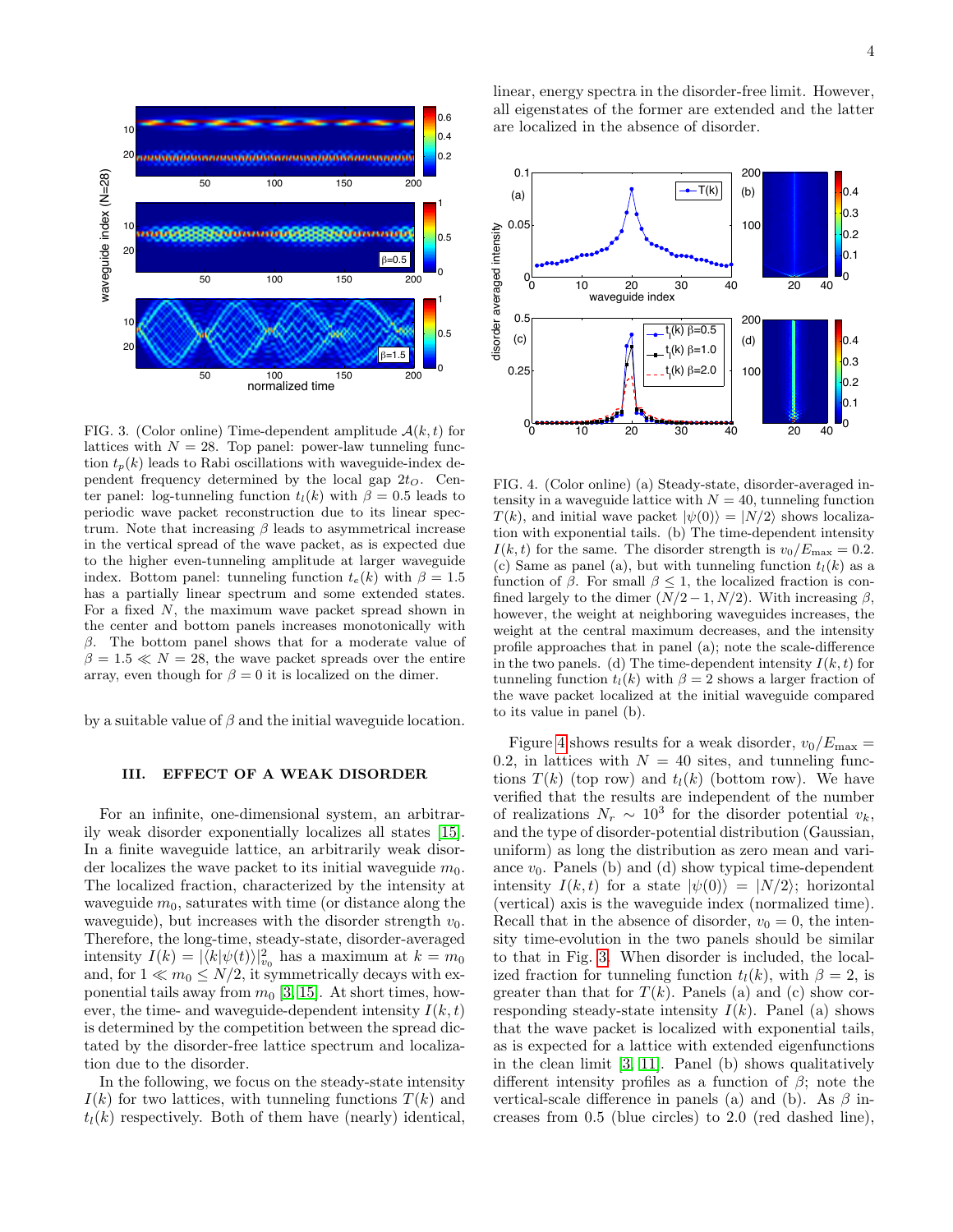FIG. 3. (Color online) Time-dependent amplitude $\mathcal{A}(k,t)$ for lattices with $N = 28$. Top panel: power-law tunneling function $t_p(k)$ leads to Rabi oscillations with waveguide-index dependent frequency determined by the local gap $2t_O$. Center panel: log-tunneling function $t_l(k)$ with $\beta = 0.5$ leads to periodic wave packet reconstruction due to its linear spectrum. Note that increasing $\beta$ leads to asymmetrical increase in the vertical spread of the wave packet, as is expected due to the higher even-tunneling amplitude at larger waveguide index. Bottom panel: tunneling function $t_e(k)$ with $\beta = 1.5$ has a partially linear spectrum and some extended states. For a fixed $N$, the maximum wave packet spread shown in the center and bottom panels increases monotonically with $\beta$. The bottom panel shows that for a moderate value of $\beta = 1.5 \ll N = 28$, the wave packet spreads over the entire array, even though for $\beta = 0$ it is localized on the dimer.

by a suitable value of $\beta$ and the initial waveguide location.

## III. EFFECT OF A WEAK DISORDER

For an infinite, one-dimensional system, an arbitrarily weak disorder exponentially localizes all states [15]. In a finite waveguide lattice, an arbitrarily weak disorder localizes the wave packet to its initial waveguide $m_0$. The localized fraction, characterized by the intensity at waveguide $m_0$, saturates with time (or distance along the waveguide), but increases with the disorder strength $v_0$. Therefore, the long-time, steady-state, disorder-averaged intensity $I(k) = |\langle k|\psi(t)\rangle|^2_{v_0}$ has a maximum at $k = m_0$ and, for $1 \ll m_0 \leq N/2$, it symmetrically decays with exponential tails away from $m_0$ [3, 15]. At short times, however, the time- and waveguide-dependent intensity $I(k,t)$ is determined by the competition between the spread dictated by the disorder-free lattice spectrum and localization due to the disorder.

In the following, we focus on the steady-state intensity $I(k)$ for two lattices, with tunneling functions $T(k)$ and $t_l(k)$ respectively. Both of them have (nearly) identical, linear, energy spectra in the disorder-free limit. However, all eigenstates of the former are extended and the latter are localized in the absence of disorder.

FIG. 4. (Color online) (a) Steady-state, disorder-averaged intensity in a waveguide lattice with $N = 40$, tunneling function $T(k)$, and initial wave packet $|\psi(0)\rangle = |N/2\rangle$ shows localization with exponential tails. (b) The time-dependent intensity $I(k,t)$ for the same. The disorder strength is $v_0/E_{\max} = 0.2$. (c) Same as panel (a), but with tunneling function $t_l(k)$ as a function of $\beta$. For small $\beta \leq 1$, the localized fraction is confined largely to the dimer $(N/2-1, N/2)$. With increasing $\beta$, however, the weight at neighboring waveguides increases, the weight at the central maximum decreases, and the intensity profile approaches that in panel (a); note the scale-difference in the two panels. (d) The time-dependent intensity $I(k,t)$ for tunneling function $t_l(k)$ with $\beta = 2$ shows a larger fraction of the wave packet localized at the initial waveguide compared to its value in panel (b).

Figure 4 shows results for a weak disorder, $v_0/E_{\max} = 0.2$, in lattices with $N = 40$ sites, and tunneling functions $T(k)$ (top row) and $t_l(k)$ (bottom row). We have verified that the results are independent of the number of realizations $N_r \sim 10^3$ for the disorder potential $v_k$, and the type of disorder-potential distribution (Gaussian, uniform) as long the distribution as zero mean and variance $v_0$. Panels (b) and (d) show typical time-dependent intensity $I(k,t)$ for a state $|\psi(0)\rangle = |N/2\rangle$; horizontal (vertical) axis is the waveguide index (normalized time). Recall that in the absence of disorder, $v_0 = 0$, the intensity time-evolution in the two panels should be similar to that in Fig. 3. When disorder is included, the localized fraction for tunneling function $t_l(k)$, with $\beta = 2$, is greater than that for $T(k)$. Panels (a) and (c) show corresponding steady-state intensity $I(k)$. Panel (a) shows that the wave packet is localized with exponential tails, as is expected for a lattice with extended eigenfunctions in the clean limit [3, 11]. Panel (b) shows qualitatively different intensity profiles as a function of $\beta$; note the vertical-scale difference in panels (a) and (b). As $\beta$ increases from 0.5 (blue circles) to 2.0 (red dashed line),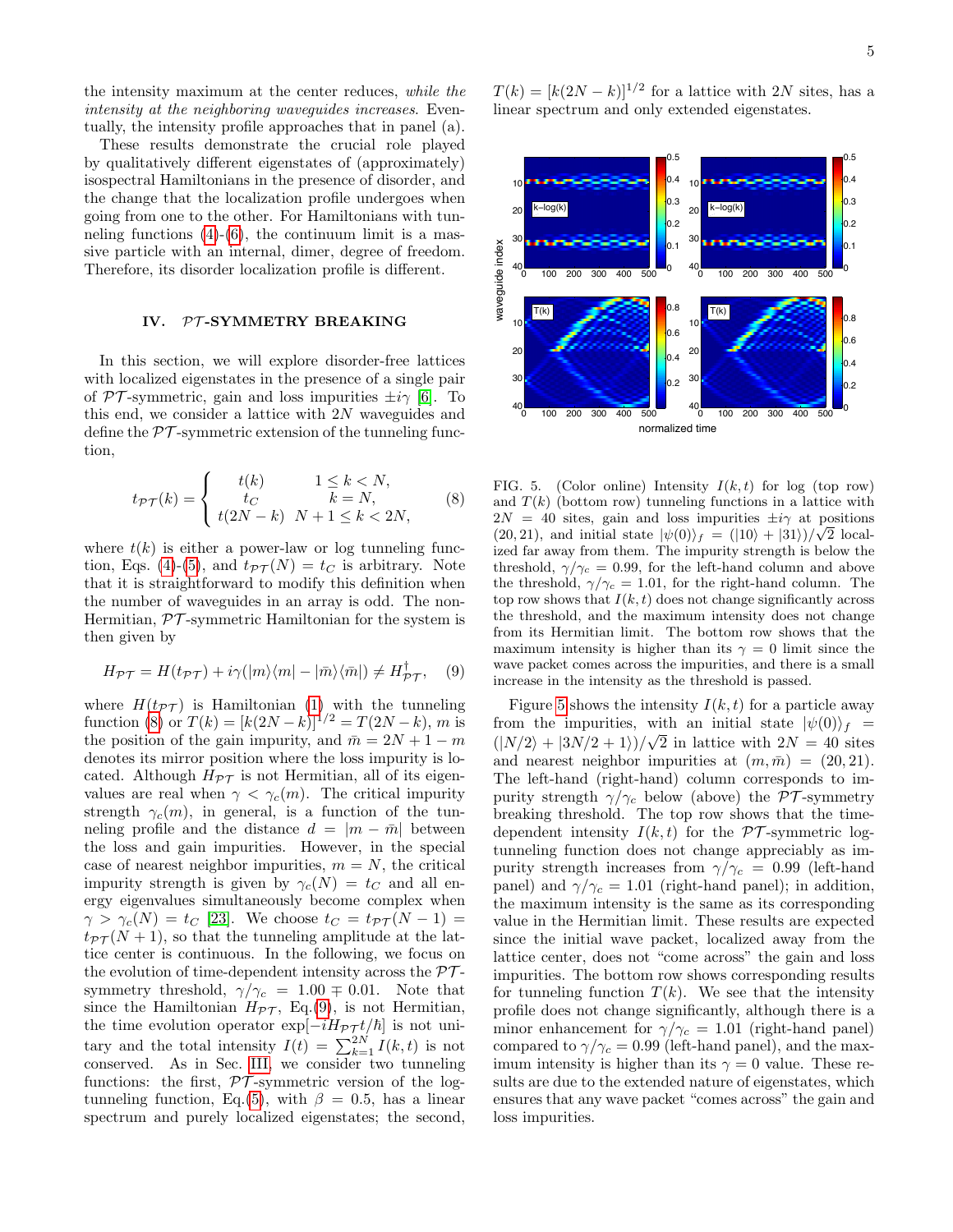the intensity maximum at the center reduces, *while the intensity at the neighboring waveguides increases*. Eventually, the intensity profile approaches that in panel (a).

These results demonstrate the crucial role played by qualitatively different eigenstates of (approximately) isospectral Hamiltonians in the presence of disorder, and the change that the localization profile undergoes when going from one to the other. For Hamiltonians with tunneling functions (4)-(6), the continuum limit is a massive particle with an internal, dimer, degree of freedom. Therefore, its disorder localization profile is different.

## IV. $\mathcal{PT}$-SYMMETRY BREAKING

In this section, we will explore disorder-free lattices with localized eigenstates in the presence of a single pair of $\mathcal{PT}$-symmetric, gain and loss impurities $\pm i\gamma$ [6]. To this end, we consider a lattice with $2N$ waveguides and define the $\mathcal{PT}$-symmetric extension of the tunneling function,

$$t_{\mathcal{PT}}(k) = \begin{cases} t(k) & 1 \leq k < N, \\ t_C & k = N, \\ t(2N-k) & N+1 \leq k < 2N, \end{cases} \quad (8)$$

where $t(k)$ is either a power-law or log tunneling function, Eqs. (4)-(5), and $t_{\mathcal{PT}}(N) = t_C$ is arbitrary. Note that it is straightforward to modify this definition when the number of waveguides in an array is odd. The non-Hermitian, $\mathcal{PT}$-symmetric Hamiltonian for the system is then given by

$$H_{\mathcal{PT}} = H(t_{\mathcal{PT}}) + i\gamma(|m\rangle\langle m| - |\bar{m}\rangle\langle\bar{m}|) \neq H^{\dagger}_{\mathcal{PT}}, \quad (9)$$

where $H(t_{\mathcal{PT}})$ is Hamiltonian (1) with the tunneling function (8) or $T(k) = [k(2N-k)]^{1/2} = T(2N-k)$, $m$ is the position of the gain impurity, and $\bar{m} = 2N+1-m$ denotes its mirror position where the loss impurity is located. Although $H_{\mathcal{PT}}$ is not Hermitian, all of its eigenvalues are real when $\gamma < \gamma_c(m)$. The critical impurity strength $\gamma_c(m)$, in general, is a function of the tunneling profile and the distance $d = |m - \bar{m}|$ between the loss and gain impurities. However, in the special case of nearest neighbor impurities, $m = N$, the critical impurity strength is given by $\gamma_c(N) = t_C$ and all energy eigenvalues simultaneously become complex when $\gamma > \gamma_c(N) = t_C$ [23]. We choose $t_C = t_{\mathcal{PT}}(N-1) = t_{\mathcal{PT}}(N+1)$, so that the tunneling amplitude at the lattice center is continuous. In the following, we focus on the evolution of time-dependent intensity across the $\mathcal{PT}$-symmetry threshold, $\gamma/\gamma_c = 1.00 \mp 0.01$. Note that since the Hamiltonian $H_{\mathcal{PT}}$, Eq.(9), is not Hermitian, the time evolution operator $\exp[-iH_{\mathcal{PT}}t/\hbar]$ is not unitary and the total intensity $I(t) = \sum_{k=1}^{2N} I(k,t)$ is not conserved. As in Sec. III, we consider two tunneling functions: the first, $\mathcal{PT}$-symmetric version of the log-tunneling function, Eq.(5), with $\beta = 0.5$, has a linear spectrum and purely localized eigenstates; the second, $T(k) = [k(2N-k)]^{1/2}$ for a lattice with $2N$ sites, has a linear spectrum and only extended eigenstates.

FIG. 5. (Color online) Intensity $I(k,t)$ for log (top row) and $T(k)$ (bottom row) tunneling functions in a lattice with $2N = 40$ sites, gain and loss impurities $\pm i\gamma$ at positions $(20, 21)$, and initial state $|\psi(0)\rangle_f = (|10\rangle + |31\rangle)/\sqrt{2}$ localized far away from them. The impurity strength is below the threshold, $\gamma/\gamma_c = 0.99$, for the left-hand column and above the threshold, $\gamma/\gamma_c = 1.01$, for the right-hand column. The top row shows that $I(k,t)$ does not change significantly across the threshold, and the maximum intensity does not change from its Hermitian limit. The bottom row shows that the maximum intensity is higher than its $\gamma = 0$ limit since the wave packet comes across the impurities, and there is a small increase in the intensity as the threshold is passed.

Figure 5 shows the intensity $I(k,t)$ for a particle away from the impurities, with an initial state $|\psi(0)\rangle_f = (|N/2\rangle + |3N/2+1\rangle)/\sqrt{2}$ in lattice with $2N = 40$ sites and nearest neighbor impurities at $(m,\bar{m}) = (20, 21)$. The left-hand (right-hand) column corresponds to impurity strength $\gamma/\gamma_c$ below (above) the $\mathcal{PT}$-symmetry breaking threshold. The top row shows that the time-dependent intensity $I(k,t)$ for the $\mathcal{PT}$-symmetric log-tunneling function does not change appreciably as impurity strength increases from $\gamma/\gamma_c = 0.99$ (left-hand panel) and $\gamma/\gamma_c = 1.01$ (right-hand panel); in addition, the maximum intensity is the same as its corresponding value in the Hermitian limit. These results are expected since the initial wave packet, localized away from the lattice center, does not "come across" the gain and loss impurities. The bottom row shows corresponding results for tunneling function $T(k)$. We see that the intensity profile does not change significantly, although there is a minor enhancement for $\gamma/\gamma_c = 1.01$ (right-hand panel) compared to $\gamma/\gamma_c = 0.99$ (left-hand panel), and the maximum intensity is higher than its $\gamma = 0$ value. These results are due to the extended nature of eigenstates, which ensures that any wave packet "comes across" the gain and loss impurities.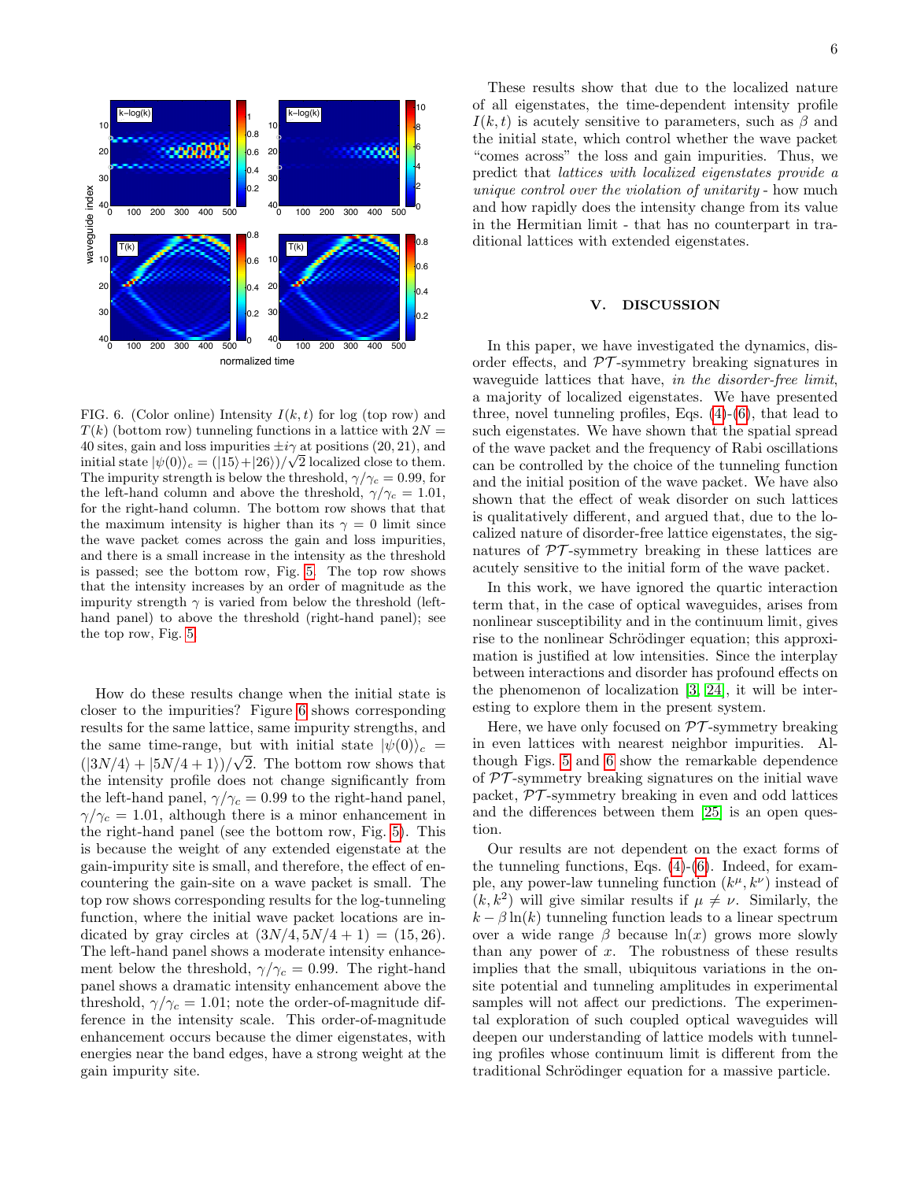FIG. 6. (Color online) Intensity $I(k,t)$ for log (top row) and $T(k)$ (bottom row) tunneling functions in a lattice with $2N = 40$ sites, gain and loss impurities $\pm i\gamma$ at positions $(20, 21)$, and initial state $|\psi(0)\rangle_c = (|15\rangle + |26\rangle)/\sqrt{2}$ localized close to them. The impurity strength is below the threshold, $\gamma/\gamma_c = 0.99$, for the left-hand column and above the threshold, $\gamma/\gamma_c = 1.01$, for the right-hand column. The bottom row shows that the maximum intensity is higher than its $\gamma = 0$ limit since the wave packet comes across the gain and loss impurities, and there is a small increase in the intensity as the threshold is passed; see the bottom row, Fig. 5. The top row shows that the intensity increases by an order of magnitude as the impurity strength $\gamma$ is varied from below the threshold (left-hand panel) to above the threshold (right-hand panel); see the top row, Fig. 5.

How do these results change when the initial state is closer to the impurities? Figure 6 shows corresponding results for the same lattice, same impurity strengths, and the same time-range, but with initial state $|\psi(0)\rangle_c = (|3N/4\rangle + |5N/4 + 1\rangle)/\sqrt{2}$. The bottom row shows that the intensity profile does not change significantly from the left-hand panel, $\gamma/\gamma_c = 0.99$ to the right-hand panel, $\gamma/\gamma_c = 1.01$, although there is a minor enhancement in the right-hand panel (see the bottom row, Fig. 5). This is because the weight of any extended eigenstate at the gain-impurity site is small, and therefore, the effect of encountering the gain-site on a wave packet is small. The top row shows corresponding results for the log-tunneling function, where the initial wave packet locations are indicated by gray circles at $(3N/4, 5N/4 + 1) = (15, 26)$. The left-hand panel shows a moderate intensity enhancement below the threshold, $\gamma/\gamma_c = 0.99$. The right-hand panel shows a dramatic intensity enhancement above the threshold, $\gamma/\gamma_c = 1.01$; note the order-of-magnitude difference in the intensity scale. This order-of-magnitude enhancement occurs because the dimer eigenstates, with energies near the band edges, have a strong weight at the gain impurity site.

These results show that due to the localized nature of all eigenstates, the time-dependent intensity profile $I(k,t)$ is acutely sensitive to parameters, such as $\beta$ and the initial state, which control whether the wave packet "comes across" the loss and gain impurities. Thus, we predict that *lattices with localized eigenstates provide a unique control over the violation of unitarity* - how much and how rapidly does the intensity change from its value in the Hermitian limit - that has no counterpart in traditional lattices with extended eigenstates.

## V. DISCUSSION

In this paper, we have investigated the dynamics, disorder effects, and $\mathcal{PT}$-symmetry breaking signatures in waveguide lattices that have, *in the disorder-free limit*, a majority of localized eigenstates. We have presented three, novel tunneling profiles, Eqs. (4)-(6), that lead to such eigenstates. We have shown that the spatial spread of the wave packet and the frequency of Rabi oscillations can be controlled by the choice of the tunneling function and the initial position of the wave packet. We have also shown that the effect of weak disorder on such lattices is qualitatively different, and argued that, due to the localized nature of disorder-free lattice eigenstates, the signatures of $\mathcal{PT}$-symmetry breaking in these lattices are acutely sensitive to the initial form of the wave packet.

In this work, we have ignored the quartic interaction term that, in the case of optical waveguides, arises from nonlinear susceptibility and in the continuum limit, gives rise to the nonlinear Schrödinger equation; this approximation is justified at low intensities. Since the interplay between interactions and disorder has profound effects on the phenomenon of localization [3, 24], it will be interesting to explore them in the present system.

Here, we have only focused on $\mathcal{PT}$-symmetry breaking in even lattices with nearest neighbor impurities. Although Figs. 5 and 6 show the remarkable dependence of $\mathcal{PT}$-symmetry breaking signatures on the initial wave packet, $\mathcal{PT}$-symmetry breaking in even and odd lattices and the differences between them [25] is an open question.

Our results are not dependent on the exact forms of the tunneling functions, Eqs. (4)-(6). Indeed, for example, any power-law tunneling function $(k^\mu, k^\nu)$ instead of $(k, k^2)$ will give similar results if $\mu \neq \nu$. Similarly, the $k - \beta \ln(k)$ tunneling function leads to a linear spectrum over a wide range $\beta$ because $\ln(x)$ grows more slowly than any power of $x$. The robustness of these results implies that the small, ubiquitous variations in the on-site potential and tunneling amplitudes in experimental samples will not affect our predictions. The experimental exploration of such coupled optical waveguides will deepen our understanding of lattice models with tunneling profiles whose continuum limit is different from the traditional Schrödinger equation for a massive particle.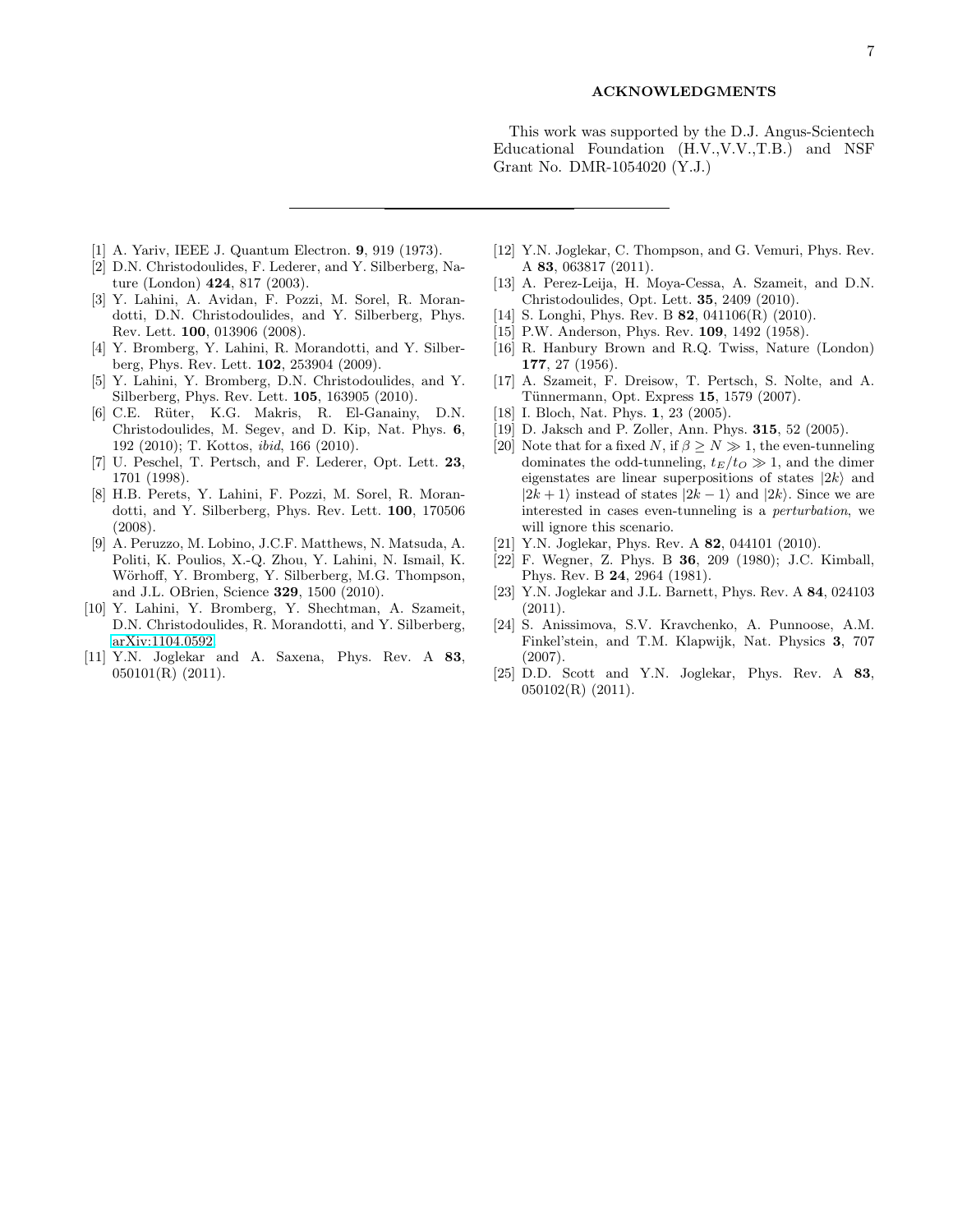## ACKNOWLEDGMENTS

This work was supported by the D.J. Angus-Scientech Educational Foundation (H.V.,V.V.,T.B.) and NSF Grant No. DMR-1054020 (Y.J.)

---

[1] A. Yariv, IEEE J. Quantum Electron. **9**, 919 (1973).

[2] D.N. Christodoulides, F. Lederer, and Y. Silberberg, Nature (London) **424**, 817 (2003).

[3] Y. Lahini, A. Avidan, F. Pozzi, M. Sorel, R. Morandotti, D.N. Christodoulides, and Y. Silberberg, Phys. Rev. Lett. **100**, 013906 (2008).

[4] Y. Bromberg, Y. Lahini, R. Morandotti, and Y. Silberberg, Phys. Rev. Lett. **102**, 253904 (2009).

[5] Y. Lahini, Y. Bromberg, D.N. Christodoulides, and Y. Silberberg, Phys. Rev. Lett. **105**, 163905 (2010).

[6] C.E. Rüter, K.G. Makris, R. El-Ganainy, D.N. Christodoulides, M. Segev, and D. Kip, Nat. Phys. **6**, 192 (2010); T. Kottos, *ibid*, 166 (2010).

[7] U. Peschel, T. Pertsch, and F. Lederer, Opt. Lett. **23**, 1701 (1998).

[8] H.B. Perets, Y. Lahini, F. Pozzi, M. Sorel, R. Morandotti, and Y. Silberberg, Phys. Rev. Lett. **100**, 170506 (2008).

[9] A. Peruzzo, M. Lobino, J.C.F. Matthews, N. Matsuda, A. Politi, K. Poulios, X.-Q. Zhou, Y. Lahini, N. Ismail, K. Wörhoff, Y. Bromberg, Y. Silberberg, M.G. Thompson, and J.L. OBrien, Science **329**, 1500 (2010).

[10] Y. Lahini, Y. Bromberg, Y. Shechtman, A. Szameit, D.N. Christodoulides, R. Morandotti, and Y. Silberberg, arXiv:1104.0592

[11] Y.N. Joglekar and A. Saxena, Phys. Rev. A **83**, 050101(R) (2011).

[12] Y.N. Joglekar, C. Thompson, and G. Vemuri, Phys. Rev. A **83**, 063817 (2011).

[13] A. Perez-Leija, H. Moya-Cessa, A. Szameit, and D.N. Christodoulides, Opt. Lett. **35**, 2409 (2010).

[14] S. Longhi, Phys. Rev. B **82**, 041106(R) (2010).

[15] P.W. Anderson, Phys. Rev. **109**, 1492 (1958).

[16] R. Hanbury Brown and R.Q. Twiss, Nature (London) **177**, 27 (1956).

[17] A. Szameit, F. Dreisow, T. Pertsch, S. Nolte, and A. Tünnermann, Opt. Express **15**, 1579 (2007).

[18] I. Bloch, Nat. Phys. **1**, 23 (2005).

[19] D. Jaksch and P. Zoller, Ann. Phys. **315**, 52 (2005).

[20] Note that for a fixed $N$, if $\beta \geq N \gg 1$, the even-tunneling dominates the odd-tunneling, $t_E/t_O \gg 1$, and the dimer eigenstates are linear superpositions of states $|2k\rangle$ and $|2k+1\rangle$ instead of states $|2k-1\rangle$ and $|2k\rangle$. Since we are interested in cases even-tunneling is a *perturbation*, we will ignore this scenario.

[21] Y.N. Joglekar, Phys. Rev. A **82**, 044101 (2010).

[22] F. Wegner, Z. Phys. B **36**, 209 (1980); J.C. Kimball, Phys. Rev. B **24**, 2964 (1981).

[23] Y.N. Joglekar and J.L. Barnett, Phys. Rev. A **84**, 024103 (2011).

[24] S. Anissimova, S.V. Kravchenko, A. Punnoose, A.M. Finkel'stein, and T.M. Klapwijk, Nat. Physics **3**, 707 (2007).

[25] D.D. Scott and Y.N. Joglekar, Phys. Rev. A **83**, 050102(R) (2011).